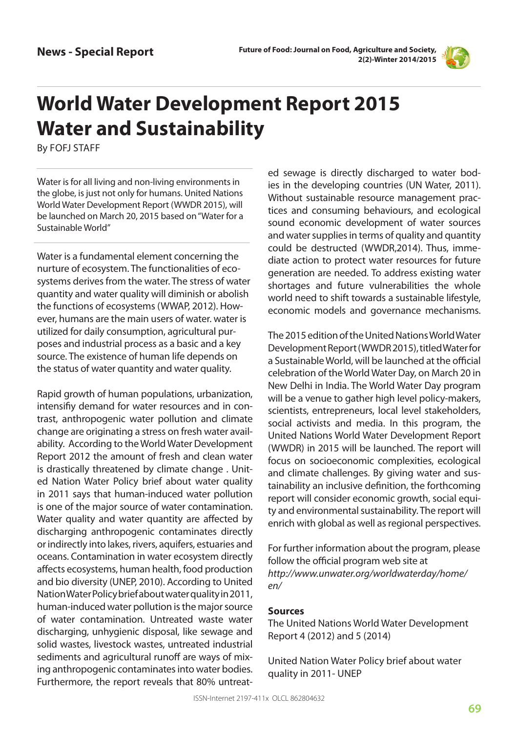**News - Special Report**

# World Water Development Report 2015 Water and Sustainability

By FOFJ STAFF

Water is for all living and non-living environments in the globe, is just not only for humans. United Nations World Water Development Report (WWDR 2015), will be launched on March 20, 2015 based on "Water for a Sustainable World"

Water is a fundamental element concerning the nurture of ecosystem. The functionalities of ecosystems derives from the water. The stress of water quantity and water quality will diminish or abolish the functions of ecosystems (WWAP, 2012). However, humans are the main users of water. water is utilized for daily consumption, agricultural purposes and industrial process as a basic and a key source. The existence of human life depends on the status of water quantity and water quality.

Rapid growth of human populations, urbanization, intensifiy demand for water resources and in contrast, anthropogenic water pollution and climate change are originating a stress on fresh water availability. According to the World Water Development Report 2012 the amount of fresh and clean water is drastically threatened by climate change . United Nation Water Policy brief about water quality in 2011 says that human-induced water pollution is one of the major source of water contamination. Water quality and water quantity are affected by discharging anthropogenic contaminates directly or indirectly into lakes, rivers, aquifers, estuaries and oceans. Contamination in water ecosystem directly affects ecosystems, human health, food production and bio diversity (UNEP, 2010). According to United Nation Water Policy brief about water quality in 2011, human-induced water pollution is the major source of water contamination. Untreated waste water discharging, unhygienic disposal, like sewage and solid wastes, livestock wastes, untreated industrial sediments and agricultural runoff are ways of mixing anthropogenic contaminates into water bodies. Furthermore, the report reveals that 80% untreated sewage is directly discharged to water bodies in the developing countries (UN Water, 2011). Without sustainable resource management practices and consuming behaviours, and ecological sound economic development of water sources and water supplies in terms of quality and quantity could be destructed (WWDR,2014). Thus, immediate action to protect water resources for future generation are needed. To address existing water shortages and future vulnerabilities the whole world need to shift towards a sustainable lifestyle, economic models and governance mechanisms.

The 2015 edition of the United Nations World Water Development Report (WWDR 2015), titled Water for a Sustainable World, will be launched at the official celebration of the World Water Day, on March 20 in New Delhi in India. The World Water Day program will be a venue to gather high level policy-makers, scientists, entrepreneurs, local level stakeholders, social activists and media. In this program, the United Nations World Water Development Report (WWDR) in 2015 will be launched. The report will focus on socioeconomic complexities, ecological and climate challenges. By giving water and sustainability an inclusive definition, the forthcoming report will consider economic growth, social equity and environmental sustainability. The report will enrich with global as well as regional perspectives.

For further information about the program, please follow the official program web site at *http://www.unwater.org/worldwaterday/home/en/*

**Sources**

The United Nations World Water Development Report 4 (2012) and 5 (2014)

United Nation Water Policy brief about water quality in 2011- UNEP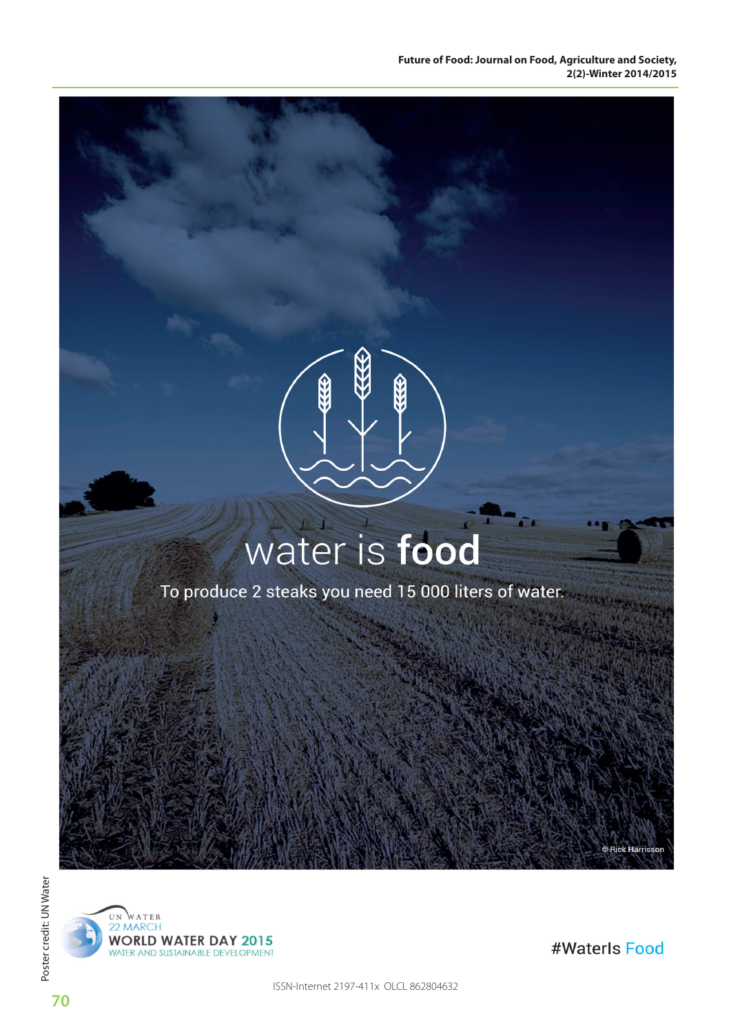water is **food**

To produce 2 steaks you need 15 000 liters of water.

© Rick Harrisson

Poster credit: UN Water

UN WATER
22 MARCH
WORLD WATER DAY 2015
WATER AND SUSTAINABLE DEVELOPMENT

#WaterIs Food

ISSN-Internet 2197-411x OLCL 862804632